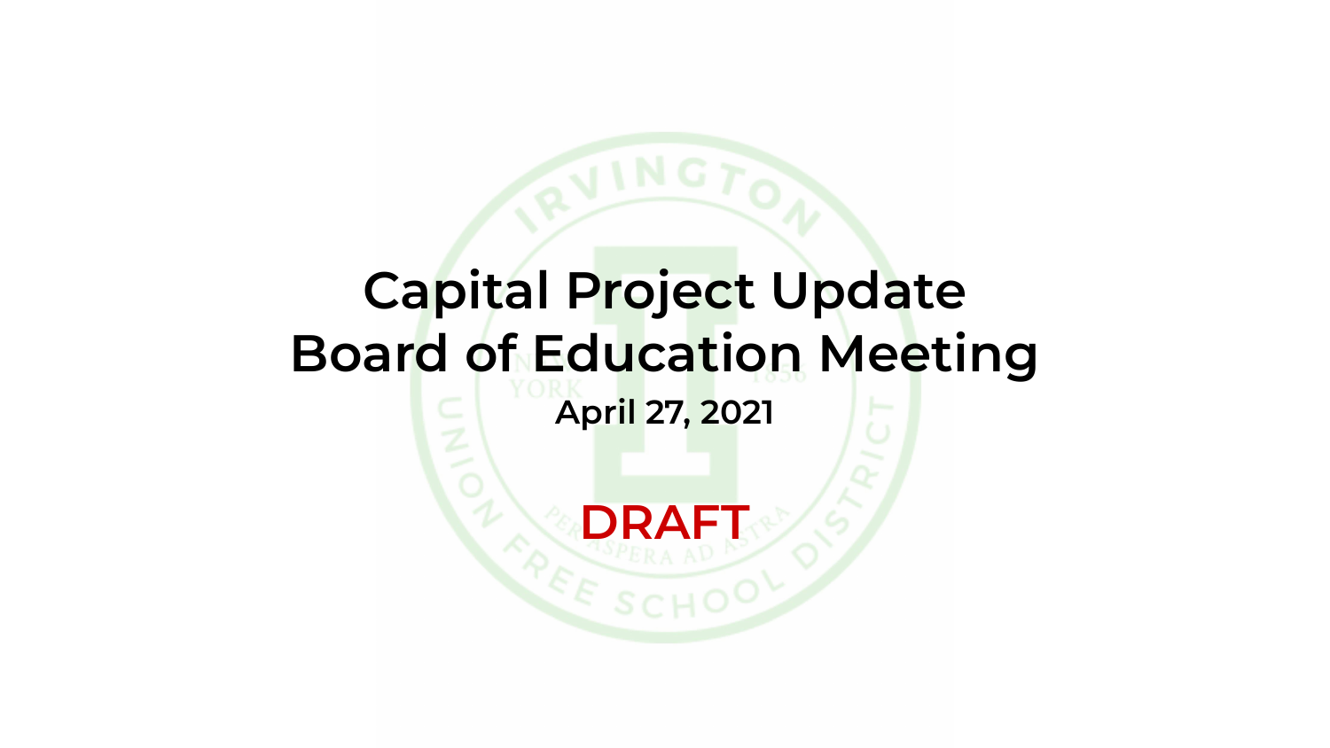# Capital Project Update
# Board of Education Meeting

**April 27, 2021**

**DRAFT**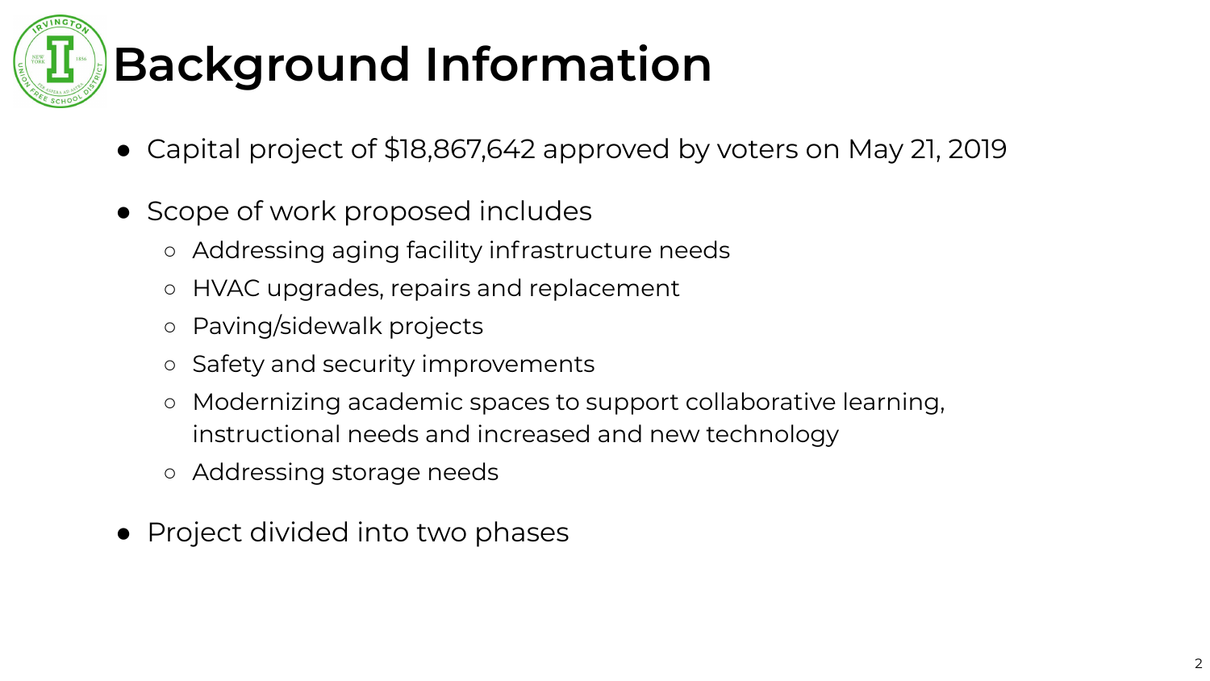# Background Information

- Capital project of $18,867,642 approved by voters on May 21, 2019
- Scope of work proposed includes
  - Addressing aging facility infrastructure needs
  - HVAC upgrades, repairs and replacement
  - Paving/sidewalk projects
  - Safety and security improvements
  - Modernizing academic spaces to support collaborative learning, instructional needs and increased and new technology
  - Addressing storage needs
- Project divided into two phases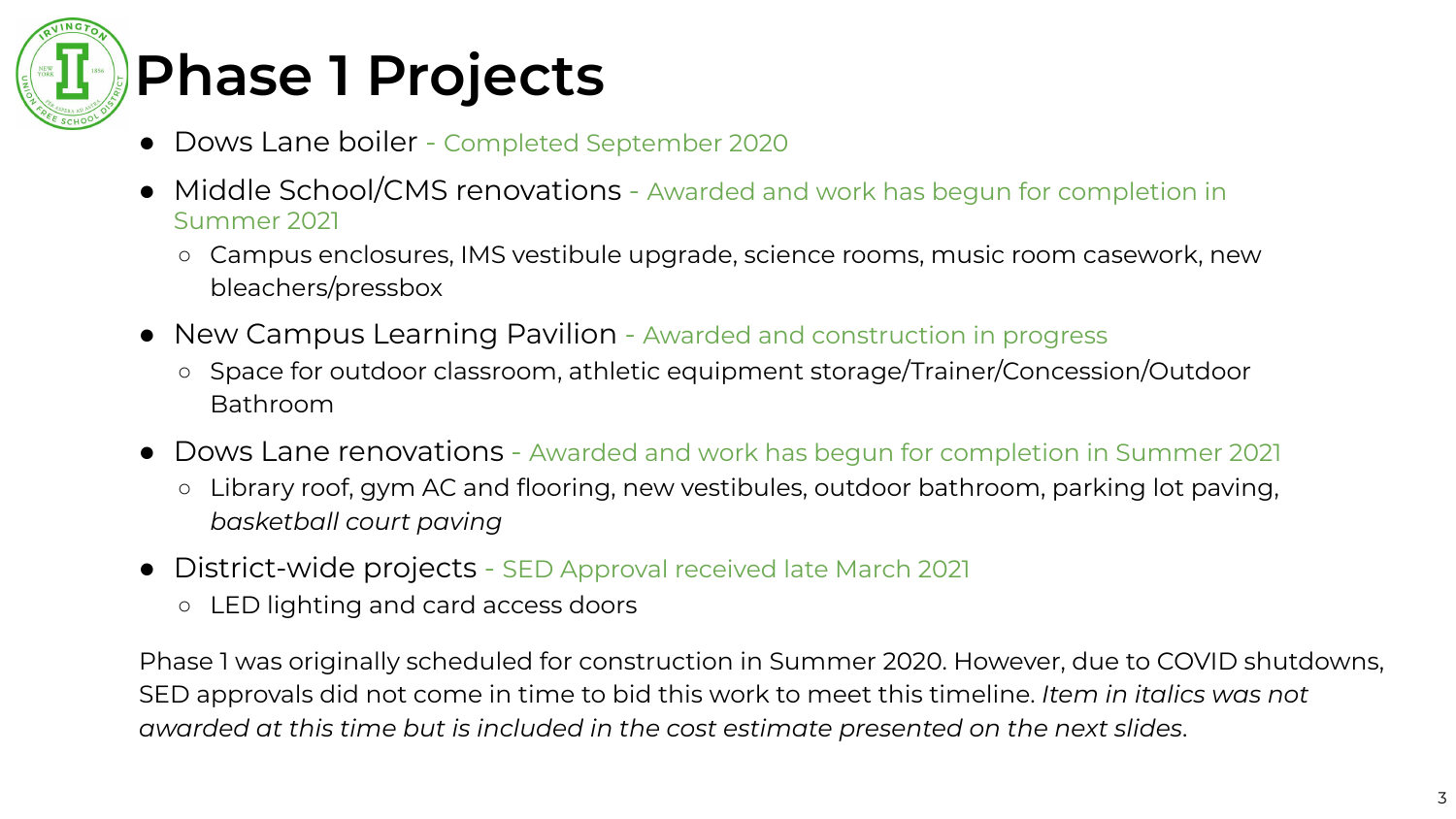# Phase 1 Projects

- Dows Lane boiler - Completed September 2020
- Middle School/CMS renovations - Awarded and work has begun for completion in Summer 2021
  - Campus enclosures, IMS vestibule upgrade, science rooms, music room casework, new bleachers/pressbox
- New Campus Learning Pavilion - Awarded and construction in progress
  - Space for outdoor classroom, athletic equipment storage/Trainer/Concession/Outdoor Bathroom
- Dows Lane renovations - Awarded and work has begun for completion in Summer 2021
  - Library roof, gym AC and flooring, new vestibules, outdoor bathroom, parking lot paving, *basketball court paving*
- District-wide projects - SED Approval received late March 2021
  - LED lighting and card access doors

Phase 1 was originally scheduled for construction in Summer 2020. However, due to COVID shutdowns, SED approvals did not come in time to bid this work to meet this timeline. *Item in italics was not awarded at this time but is included in the cost estimate presented on the next slides*.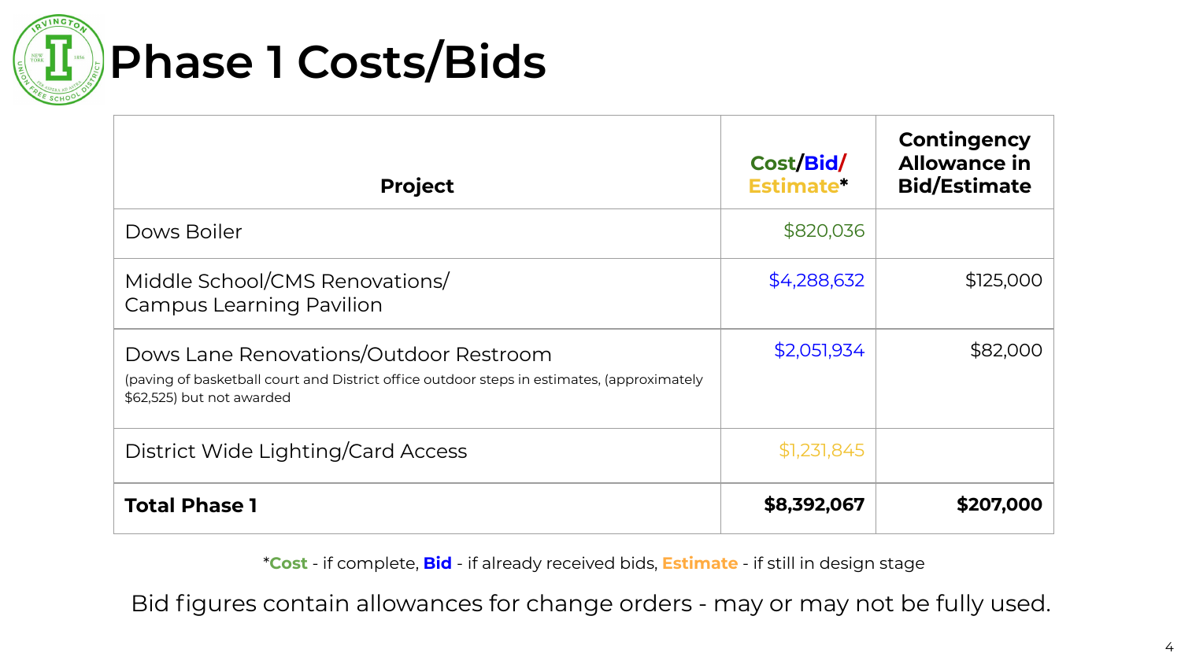# Phase 1 Costs/Bids

| Project | Cost/Bid/Estimate* | Contingency Allowance in Bid/Estimate |
|---|---|---|
| Dows Boiler | $820,036 | |
| Middle School/CMS Renovations/ Campus Learning Pavilion | $4,288,632 | $125,000 |
| Dows Lane Renovations/Outdoor Restroom (paving of basketball court and District office outdoor steps in estimates, (approximately $62,525) but not awarded | $2,051,934 | $82,000 |
| District Wide Lighting/Card Access | $1,231,845 | |
| **Total Phase 1** | **$8,392,067** | **$207,000** |

*__Cost__ - if complete, **Bid** - if already received bids, **Estimate** - if still in design stage

Bid figures contain allowances for change orders - may or may not be fully used.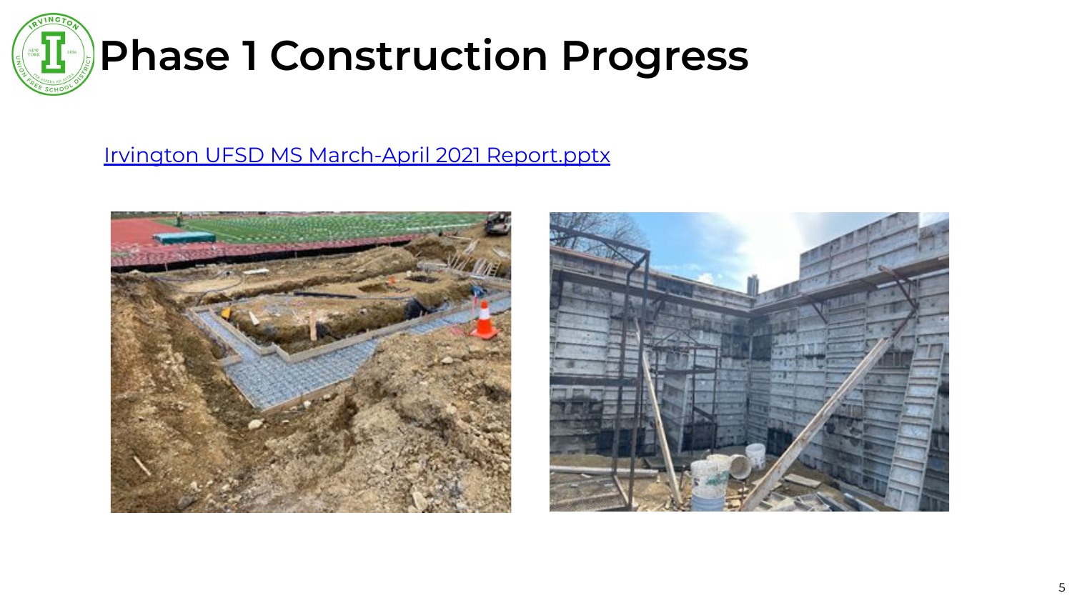# Phase 1 Construction Progress

[Irvington UFSD MS March-April 2021 Report.pptx]()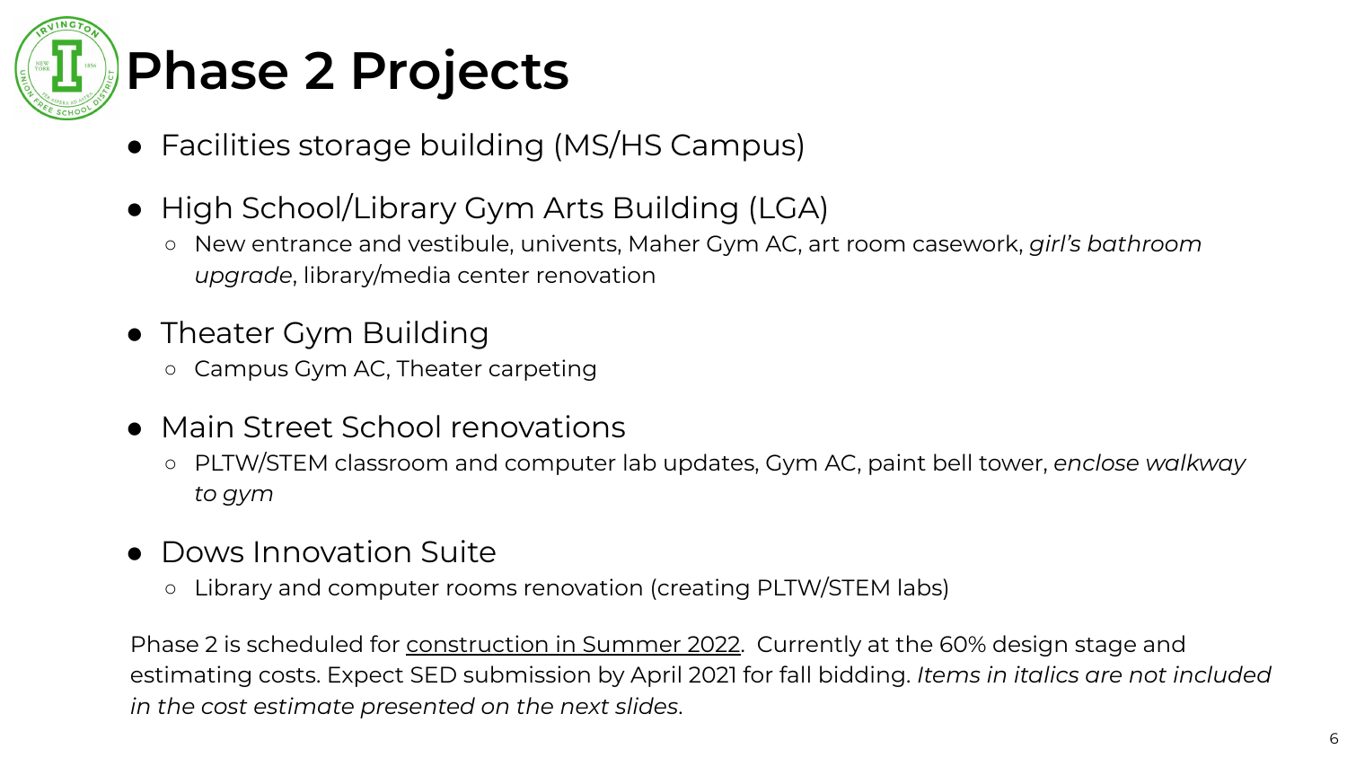# Phase 2 Projects

- Facilities storage building (MS/HS Campus)
- High School/Library Gym Arts Building (LGA)
  - New entrance and vestibule, univents, Maher Gym AC, art room casework, *girl's bathroom upgrade*, library/media center renovation
- Theater Gym Building
  - Campus Gym AC, Theater carpeting
- Main Street School renovations
  - PLTW/STEM classroom and computer lab updates, Gym AC, paint bell tower, *enclose walkway to gym*
- Dows Innovation Suite
  - Library and computer rooms renovation (creating PLTW/STEM labs)

Phase 2 is scheduled for <u>construction in Summer 2022</u>. Currently at the 60% design stage and estimating costs. Expect SED submission by April 2021 for fall bidding. *Items in italics are not included in the cost estimate presented on the next slides.*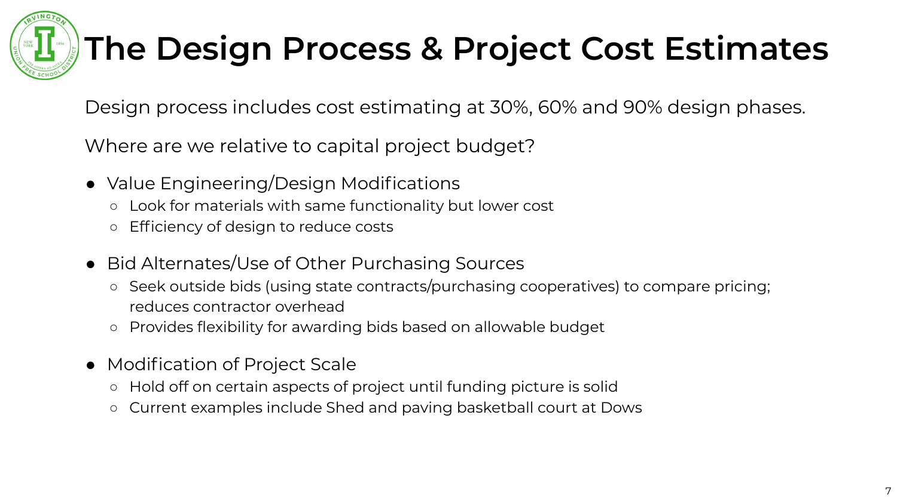# The Design Process & Project Cost Estimates

Design process includes cost estimating at 30%, 60% and 90% design phases.

Where are we relative to capital project budget?

- Value Engineering/Design Modifications
  - Look for materials with same functionality but lower cost
  - Efficiency of design to reduce costs
- Bid Alternates/Use of Other Purchasing Sources
  - Seek outside bids (using state contracts/purchasing cooperatives) to compare pricing; reduces contractor overhead
  - Provides flexibility for awarding bids based on allowable budget
- Modification of Project Scale
  - Hold off on certain aspects of project until funding picture is solid
  - Current examples include Shed and paving basketball court at Dows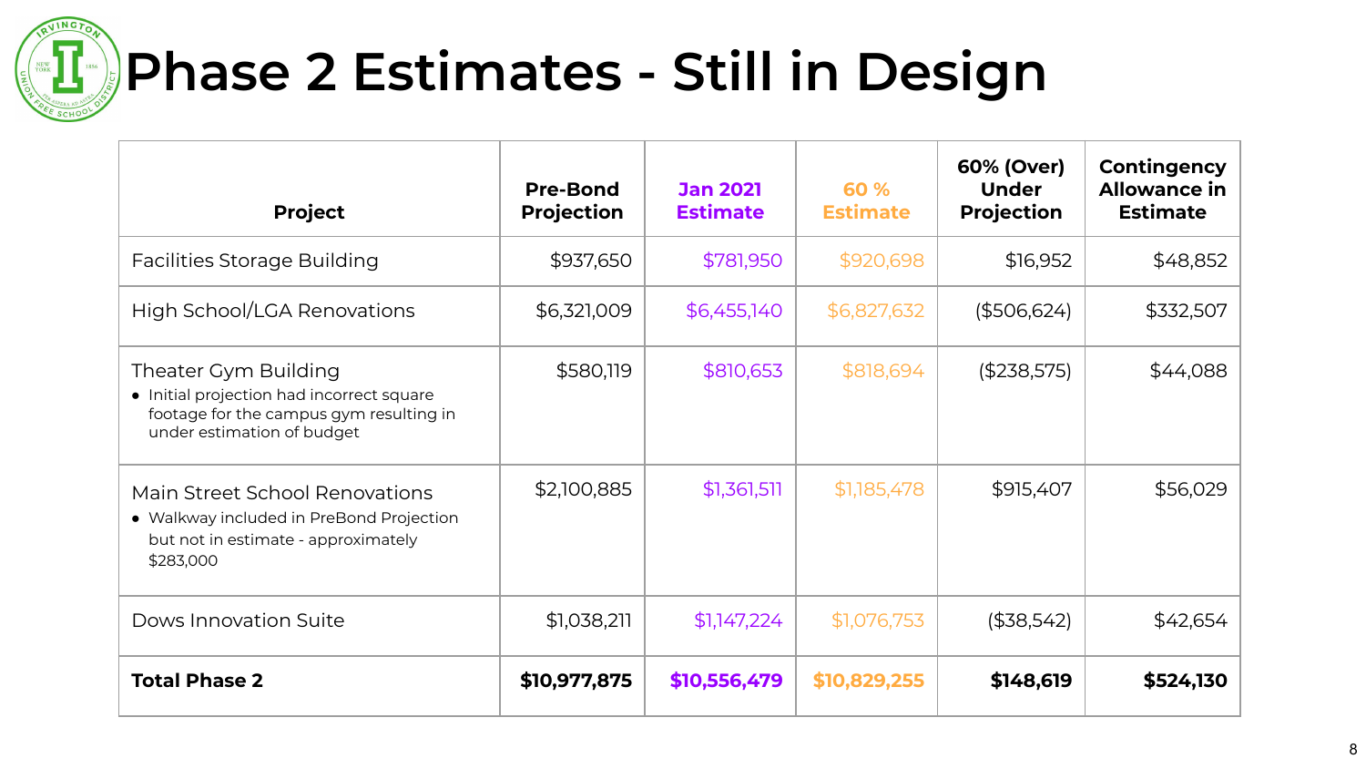# Phase 2 Estimates - Still in Design

| Project | Pre-Bond Projection | Jan 2021 Estimate | 60 % Estimate | 60% (Over) Under Projection | Contingency Allowance in Estimate |
|---|---|---|---|---|---|
| Facilities Storage Building | $937,650 | $781,950 | $920,698 | $16,952 | $48,852 |
| High School/LGA Renovations | $6,321,009 | $6,455,140 | $6,827,632 | ($506,624) | $332,507 |
| Theater Gym Building<br>• Initial projection had incorrect square footage for the campus gym resulting in under estimation of budget | $580,119 | $810,653 | $818,694 | ($238,575) | $44,088 |
| Main Street School Renovations<br>• Walkway included in PreBond Projection but not in estimate - approximately $283,000 | $2,100,885 | $1,361,511 | $1,185,478 | $915,407 | $56,029 |
| Dows Innovation Suite | $1,038,211 | $1,147,224 | $1,076,753 | ($38,542) | $42,654 |
| **Total Phase 2** | **$10,977,875** | **$10,556,479** | **$10,829,255** | **$148,619** | **$524,130** |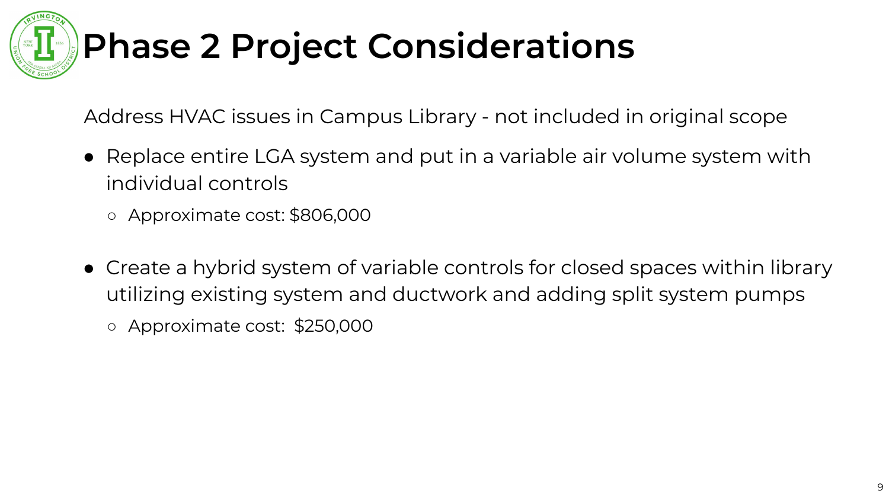# Phase 2 Project Considerations

Address HVAC issues in Campus Library - not included in original scope

- Replace entire LGA system and put in a variable air volume system with individual controls
  - Approximate cost: $806,000
- Create a hybrid system of variable controls for closed spaces within library utilizing existing system and ductwork and adding split system pumps
  - Approximate cost: $250,000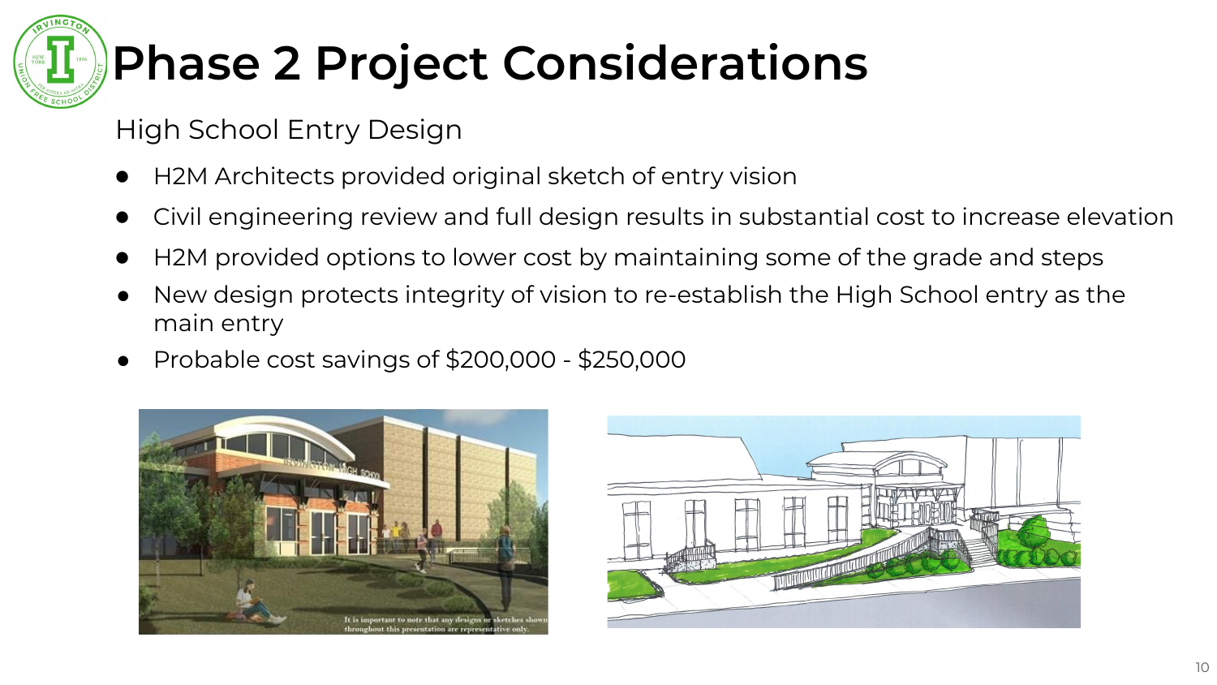# Phase 2 Project Considerations

High School Entry Design

- H2M Architects provided original sketch of entry vision
- Civil engineering review and full design results in substantial cost to increase elevation
- H2M provided options to lower cost by maintaining some of the grade and steps
- New design protects integrity of vision to re-establish the High School entry as the main entry
- Probable cost savings of $200,000 - $250,000

It is important to note that any designs or sketches shown throughout this presentation are representative only.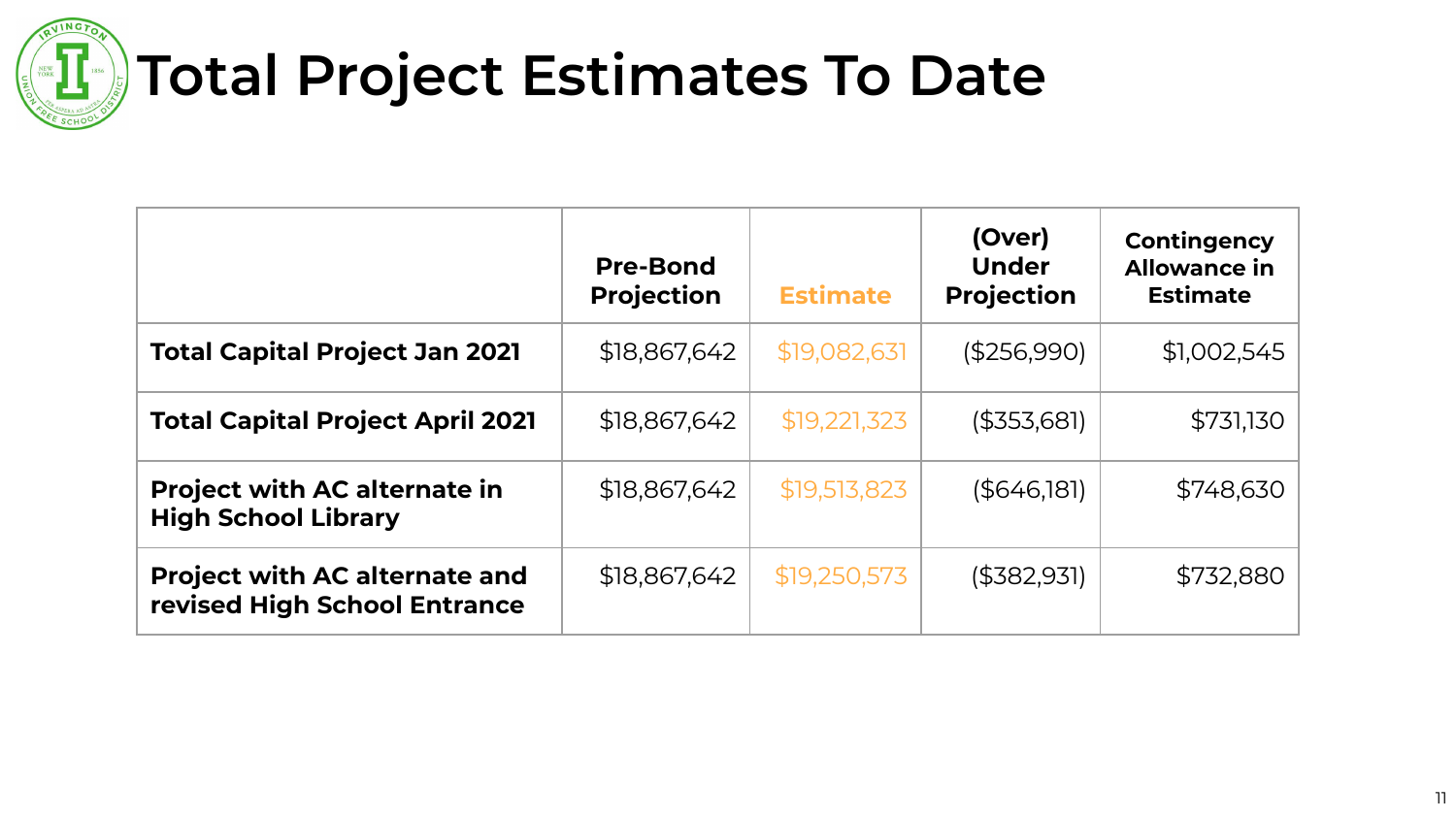# Total Project Estimates To Date

| | Pre-Bond Projection | Estimate | (Over) Under Projection | Contingency Allowance in Estimate |
|---|---|---|---|---|
| **Total Capital Project Jan 2021** | $18,867,642 | $19,082,631 | ($256,990) | $1,002,545 |
| **Total Capital Project April 2021** | $18,867,642 | $19,221,323 | ($353,681) | $731,130 |
| **Project with AC alternate in High School Library** | $18,867,642 | $19,513,823 | ($646,181) | $748,630 |
| **Project with AC alternate and revised High School Entrance** | $18,867,642 | $19,250,573 | ($382,931) | $732,880 |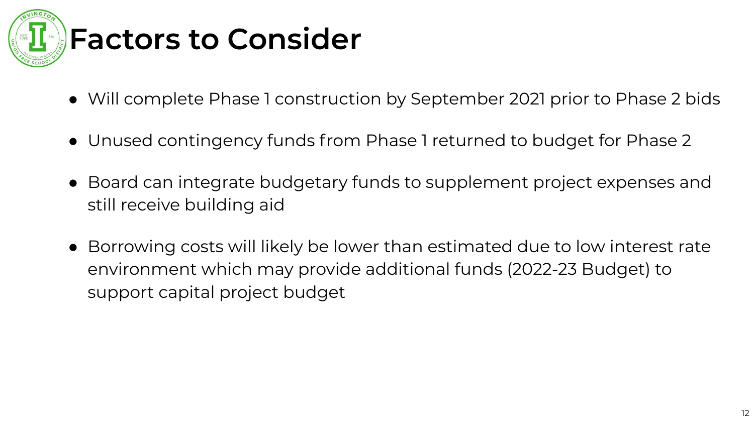# Factors to Consider

- Will complete Phase 1 construction by September 2021 prior to Phase 2 bids
- Unused contingency funds from Phase 1 returned to budget for Phase 2
- Board can integrate budgetary funds to supplement project expenses and still receive building aid
- Borrowing costs will likely be lower than estimated due to low interest rate environment which may provide additional funds (2022-23 Budget) to support capital project budget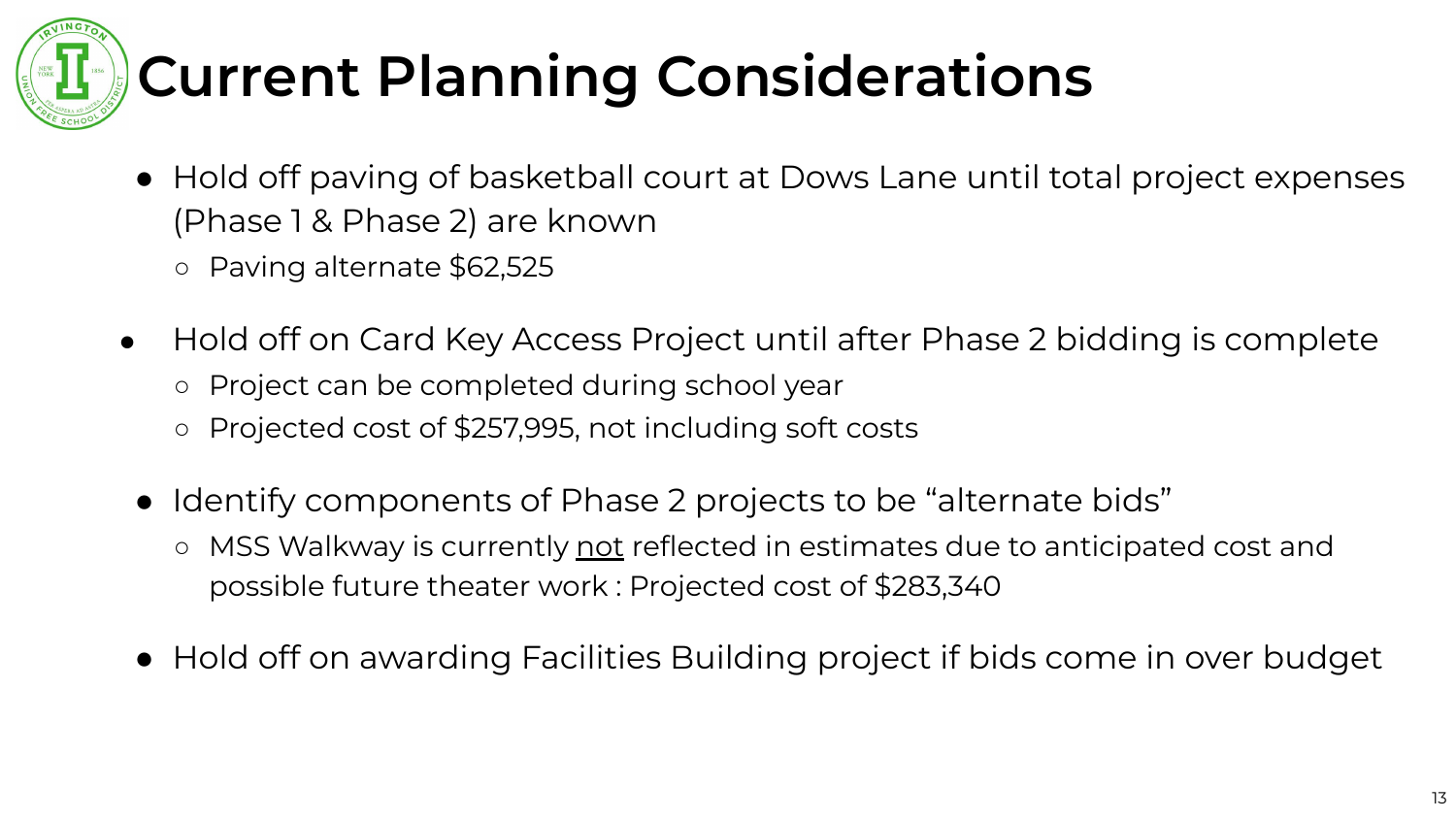# Current Planning Considerations

- Hold off paving of basketball court at Dows Lane until total project expenses (Phase 1 & Phase 2) are known
  - Paving alternate $62,525
- Hold off on Card Key Access Project until after Phase 2 bidding is complete
  - Project can be completed during school year
  - Projected cost of $257,995, not including soft costs
- Identify components of Phase 2 projects to be "alternate bids"
  - MSS Walkway is currently <u>not</u> reflected in estimates due to anticipated cost and possible future theater work : Projected cost of $283,340
- Hold off on awarding Facilities Building project if bids come in over budget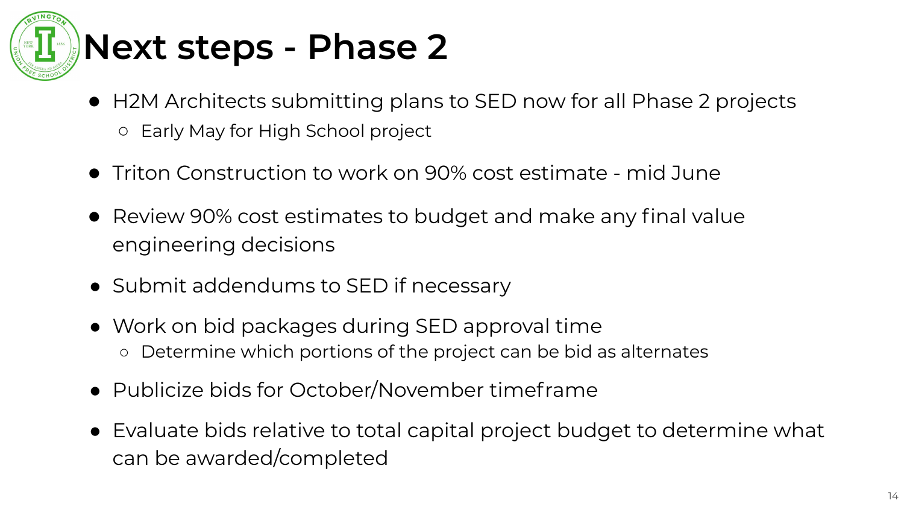# Next steps - Phase 2

- H2M Architects submitting plans to SED now for all Phase 2 projects
  - Early May for High School project
- Triton Construction to work on 90% cost estimate - mid June
- Review 90% cost estimates to budget and make any final value engineering decisions
- Submit addendums to SED if necessary
- Work on bid packages during SED approval time
  - Determine which portions of the project can be bid as alternates
- Publicize bids for October/November timeframe
- Evaluate bids relative to total capital project budget to determine what can be awarded/completed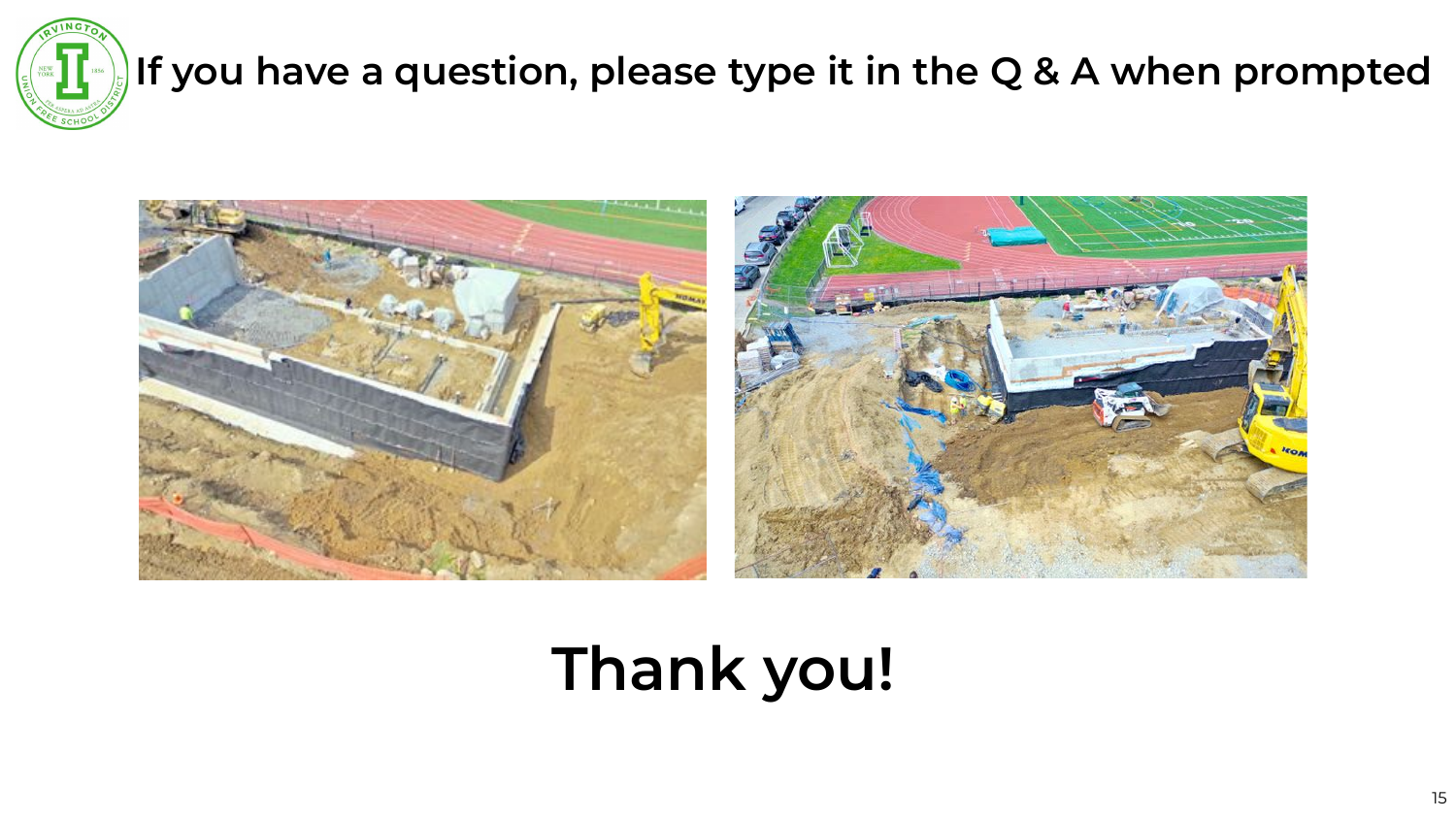# If you have a question, please type it in the Q & A when prompted

# Thank you!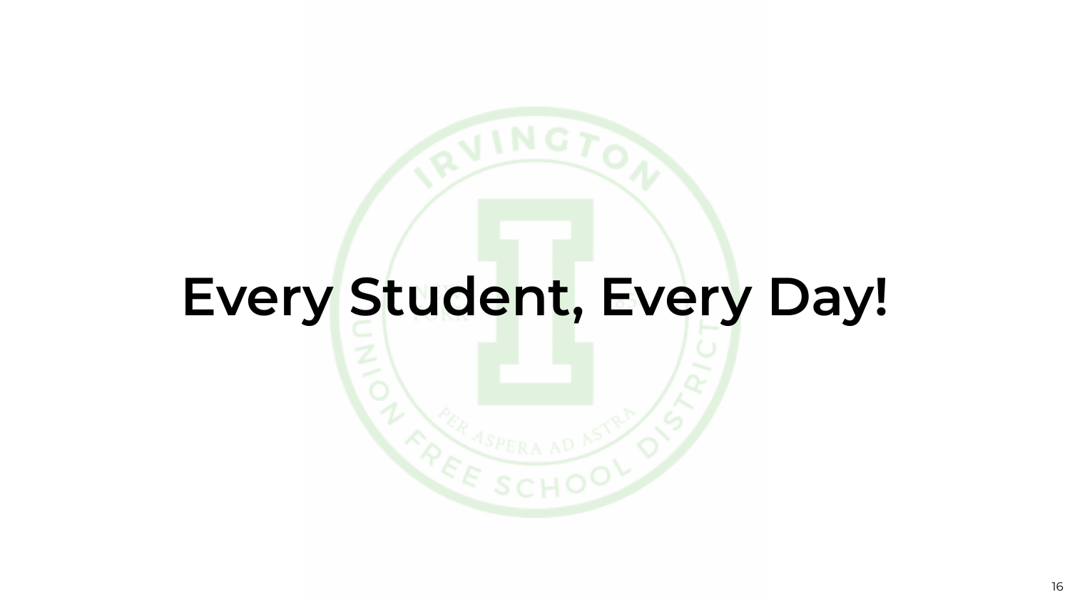# Every Student, Every Day!